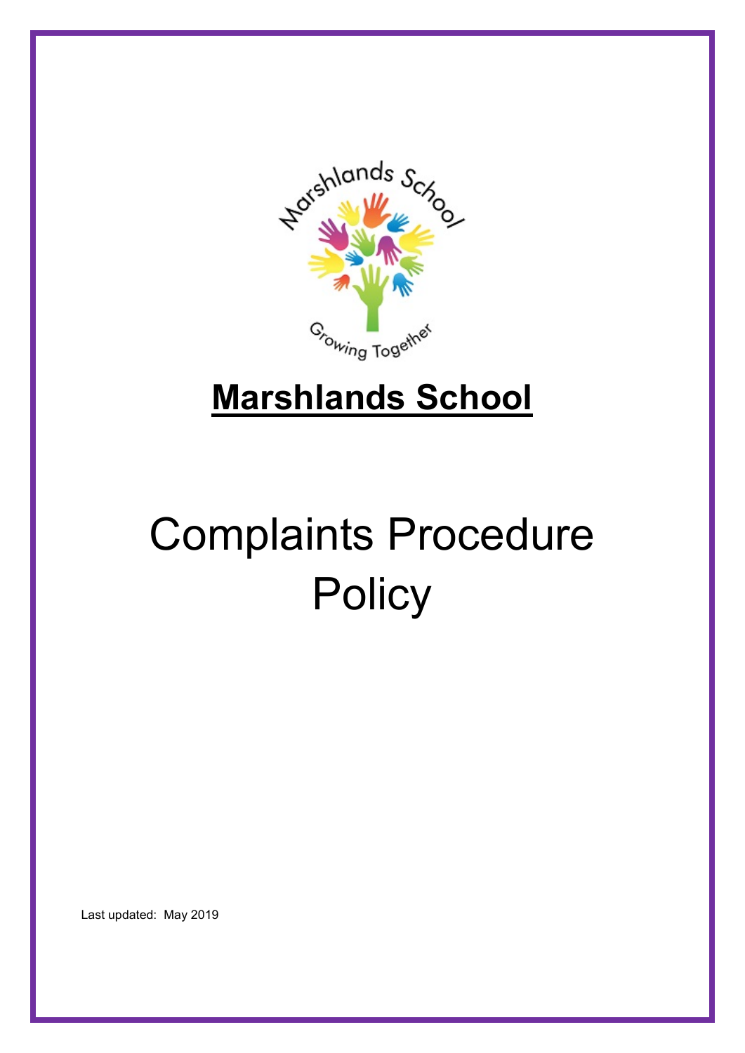# Marshlands School

# Complaints Procedure Policy

Last updated: May 2019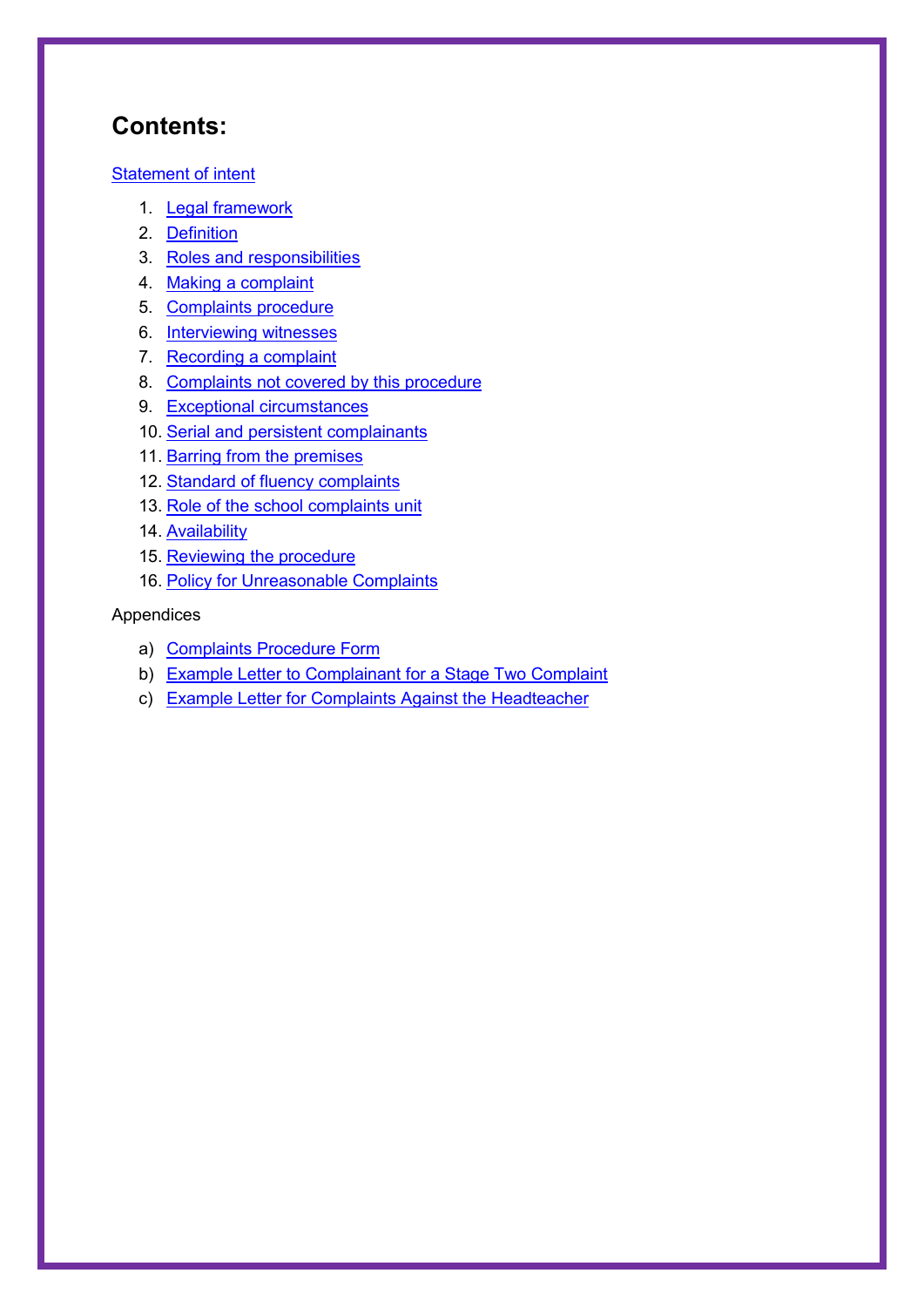## Contents:

Statement of intent

1. Legal framework
2. Definition
3. Roles and responsibilities
4. Making a complaint
5. Complaints procedure
6. Interviewing witnesses
7. Recording a complaint
8. Complaints not covered by this procedure
9. Exceptional circumstances
10. Serial and persistent complainants
11. Barring from the premises
12. Standard of fluency complaints
13. Role of the school complaints unit
14. Availability
15. Reviewing the procedure
16. Policy for Unreasonable Complaints

Appendices

a) Complaints Procedure Form
b) Example Letter to Complainant for a Stage Two Complaint
c) Example Letter for Complaints Against the Headteacher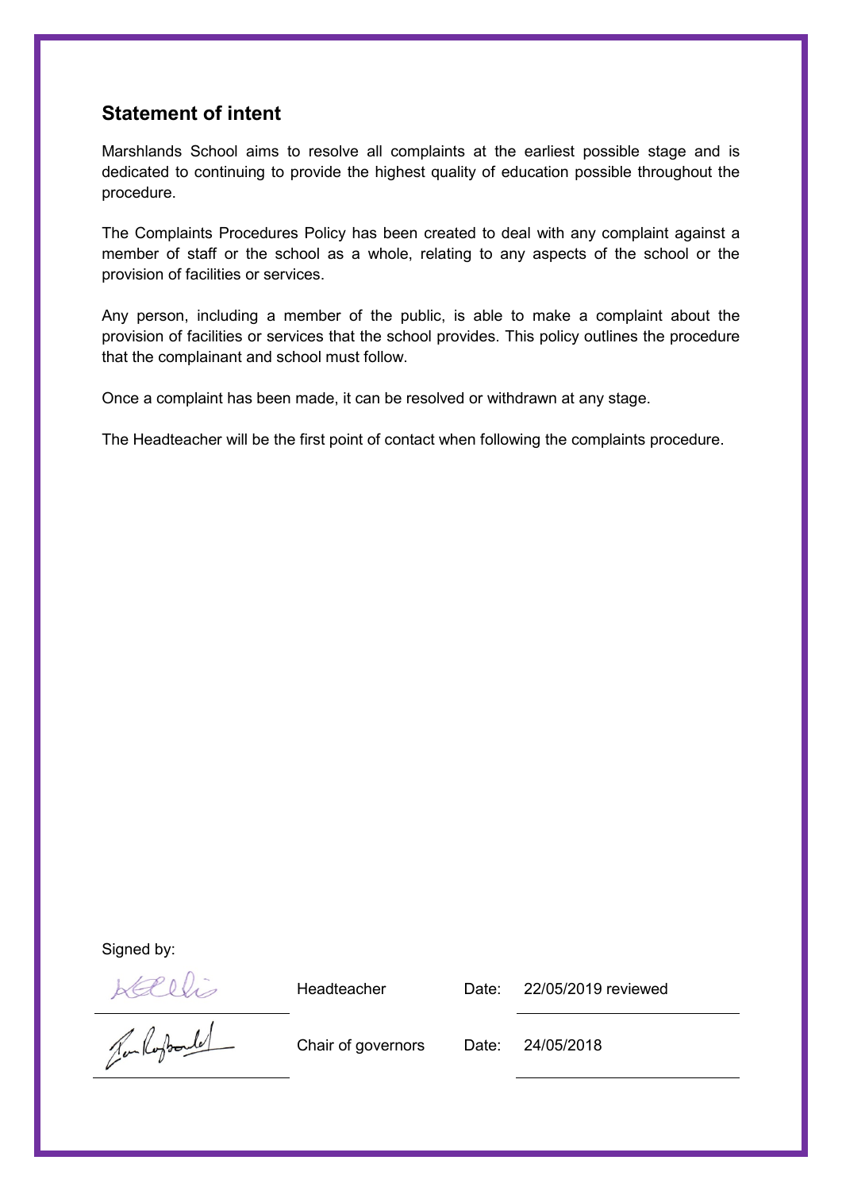## Statement of intent

Marshlands School aims to resolve all complaints at the earliest possible stage and is dedicated to continuing to provide the highest quality of education possible throughout the procedure.

The Complaints Procedures Policy has been created to deal with any complaint against a member of staff or the school as a whole, relating to any aspects of the school or the provision of facilities or services.

Any person, including a member of the public, is able to make a complaint about the provision of facilities or services that the school provides. This policy outlines the procedure that the complainant and school must follow.

Once a complaint has been made, it can be resolved or withdrawn at any stage.

The Headteacher will be the first point of contact when following the complaints procedure.

Signed by:

| | | | |
|---|---|---|---|
| | Headteacher | Date: | 22/05/2019 reviewed |
| | Chair of governors | Date: | 24/05/2018 |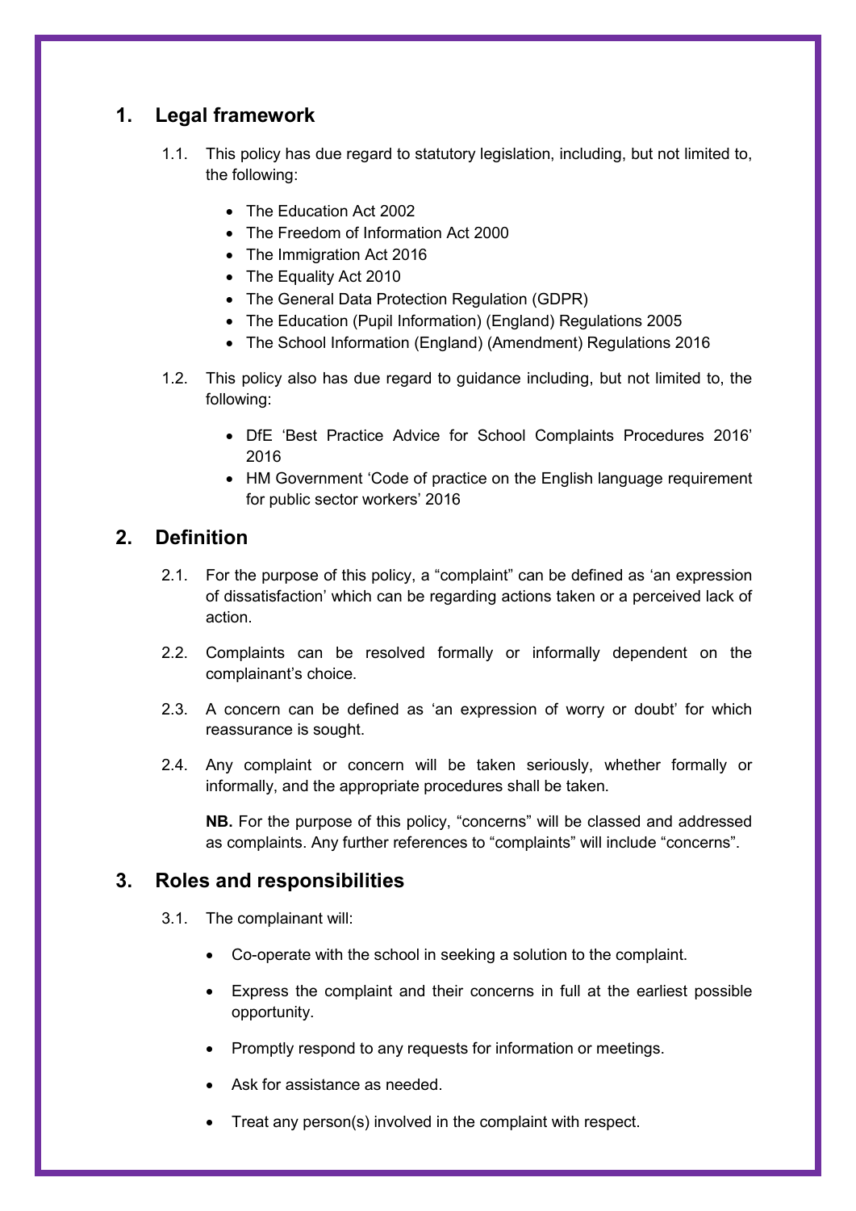## 1. Legal framework

1.1. This policy has due regard to statutory legislation, including, but not limited to, the following:

- The Education Act 2002
- The Freedom of Information Act 2000
- The Immigration Act 2016
- The Equality Act 2010
- The General Data Protection Regulation (GDPR)
- The Education (Pupil Information) (England) Regulations 2005
- The School Information (England) (Amendment) Regulations 2016

1.2. This policy also has due regard to guidance including, but not limited to, the following:

- DfE 'Best Practice Advice for School Complaints Procedures 2016' 2016
- HM Government 'Code of practice on the English language requirement for public sector workers' 2016

## 2. Definition

2.1. For the purpose of this policy, a "complaint" can be defined as 'an expression of dissatisfaction' which can be regarding actions taken or a perceived lack of action.

2.2. Complaints can be resolved formally or informally dependent on the complainant's choice.

2.3. A concern can be defined as 'an expression of worry or doubt' for which reassurance is sought.

2.4. Any complaint or concern will be taken seriously, whether formally or informally, and the appropriate procedures shall be taken.

**NB.** For the purpose of this policy, "concerns" will be classed and addressed as complaints. Any further references to "complaints" will include "concerns".

## 3. Roles and responsibilities

3.1. The complainant will:

- Co-operate with the school in seeking a solution to the complaint.
- Express the complaint and their concerns in full at the earliest possible opportunity.
- Promptly respond to any requests for information or meetings.
- Ask for assistance as needed.
- Treat any person(s) involved in the complaint with respect.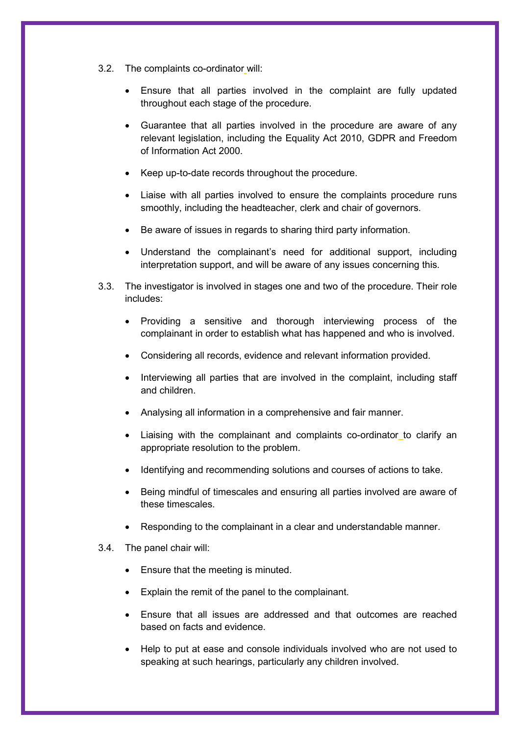3.2. The complaints co-ordinator will:

- Ensure that all parties involved in the complaint are fully updated throughout each stage of the procedure.
- Guarantee that all parties involved in the procedure are aware of any relevant legislation, including the Equality Act 2010, GDPR and Freedom of Information Act 2000.
- Keep up-to-date records throughout the procedure.
- Liaise with all parties involved to ensure the complaints procedure runs smoothly, including the headteacher, clerk and chair of governors.
- Be aware of issues in regards to sharing third party information.
- Understand the complainant's need for additional support, including interpretation support, and will be aware of any issues concerning this.

3.3. The investigator is involved in stages one and two of the procedure. Their role includes:

- Providing a sensitive and thorough interviewing process of the complainant in order to establish what has happened and who is involved.
- Considering all records, evidence and relevant information provided.
- Interviewing all parties that are involved in the complaint, including staff and children.
- Analysing all information in a comprehensive and fair manner.
- Liaising with the complainant and complaints co-ordinator to clarify an appropriate resolution to the problem.
- Identifying and recommending solutions and courses of actions to take.
- Being mindful of timescales and ensuring all parties involved are aware of these timescales.
- Responding to the complainant in a clear and understandable manner.

3.4. The panel chair will:

- Ensure that the meeting is minuted.
- Explain the remit of the panel to the complainant.
- Ensure that all issues are addressed and that outcomes are reached based on facts and evidence.
- Help to put at ease and console individuals involved who are not used to speaking at such hearings, particularly any children involved.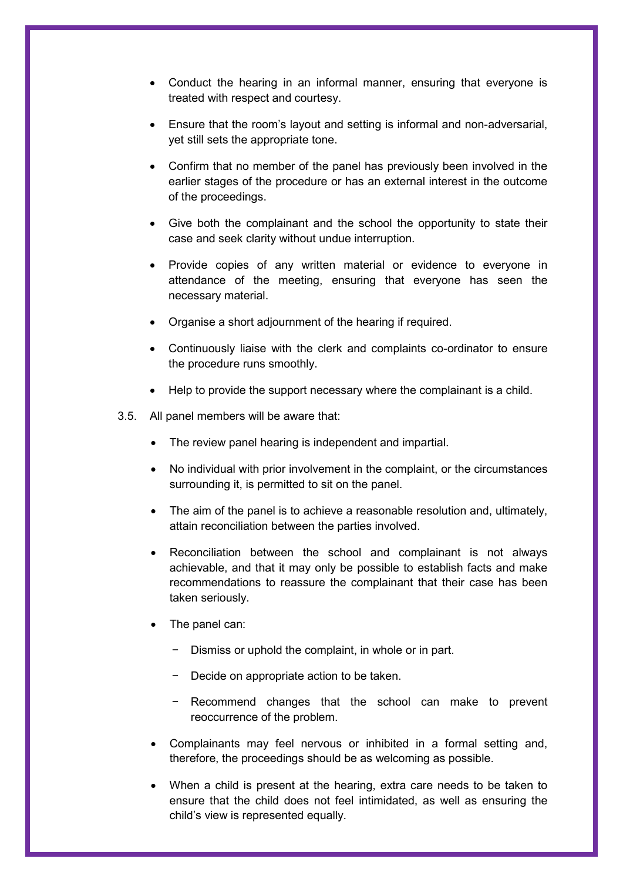- Conduct the hearing in an informal manner, ensuring that everyone is treated with respect and courtesy.
- Ensure that the room's layout and setting is informal and non-adversarial, yet still sets the appropriate tone.
- Confirm that no member of the panel has previously been involved in the earlier stages of the procedure or has an external interest in the outcome of the proceedings.
- Give both the complainant and the school the opportunity to state their case and seek clarity without undue interruption.
- Provide copies of any written material or evidence to everyone in attendance of the meeting, ensuring that everyone has seen the necessary material.
- Organise a short adjournment of the hearing if required.
- Continuously liaise with the clerk and complaints co-ordinator to ensure the procedure runs smoothly.
- Help to provide the support necessary where the complainant is a child.

3.5. All panel members will be aware that:

- The review panel hearing is independent and impartial.
- No individual with prior involvement in the complaint, or the circumstances surrounding it, is permitted to sit on the panel.
- The aim of the panel is to achieve a reasonable resolution and, ultimately, attain reconciliation between the parties involved.
- Reconciliation between the school and complainant is not always achievable, and that it may only be possible to establish facts and make recommendations to reassure the complainant that their case has been taken seriously.
- The panel can:
  - Dismiss or uphold the complaint, in whole or in part.
  - Decide on appropriate action to be taken.
  - Recommend changes that the school can make to prevent reoccurrence of the problem.
- Complainants may feel nervous or inhibited in a formal setting and, therefore, the proceedings should be as welcoming as possible.
- When a child is present at the hearing, extra care needs to be taken to ensure that the child does not feel intimidated, as well as ensuring the child's view is represented equally.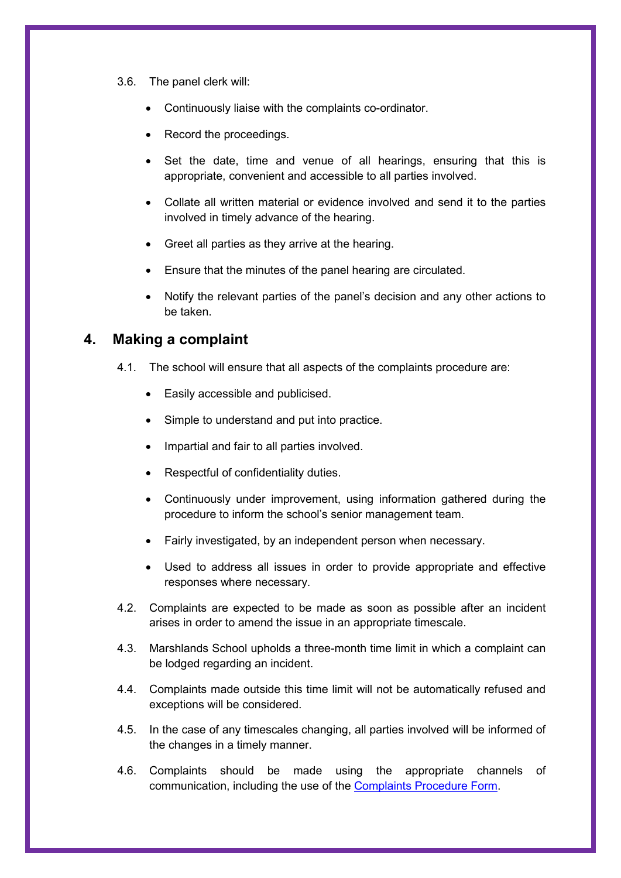3.6. The panel clerk will:

- Continuously liaise with the complaints co-ordinator.
- Record the proceedings.
- Set the date, time and venue of all hearings, ensuring that this is appropriate, convenient and accessible to all parties involved.
- Collate all written material or evidence involved and send it to the parties involved in timely advance of the hearing.
- Greet all parties as they arrive at the hearing.
- Ensure that the minutes of the panel hearing are circulated.
- Notify the relevant parties of the panel's decision and any other actions to be taken.

## 4. Making a complaint

4.1. The school will ensure that all aspects of the complaints procedure are:

- Easily accessible and publicised.
- Simple to understand and put into practice.
- Impartial and fair to all parties involved.
- Respectful of confidentiality duties.
- Continuously under improvement, using information gathered during the procedure to inform the school's senior management team.
- Fairly investigated, by an independent person when necessary.
- Used to address all issues in order to provide appropriate and effective responses where necessary.

4.2. Complaints are expected to be made as soon as possible after an incident arises in order to amend the issue in an appropriate timescale.

4.3. Marshlands School upholds a three-month time limit in which a complaint can be lodged regarding an incident.

4.4. Complaints made outside this time limit will not be automatically refused and exceptions will be considered.

4.5. In the case of any timescales changing, all parties involved will be informed of the changes in a timely manner.

4.6. Complaints should be made using the appropriate channels of communication, including the use of the Complaints Procedure Form.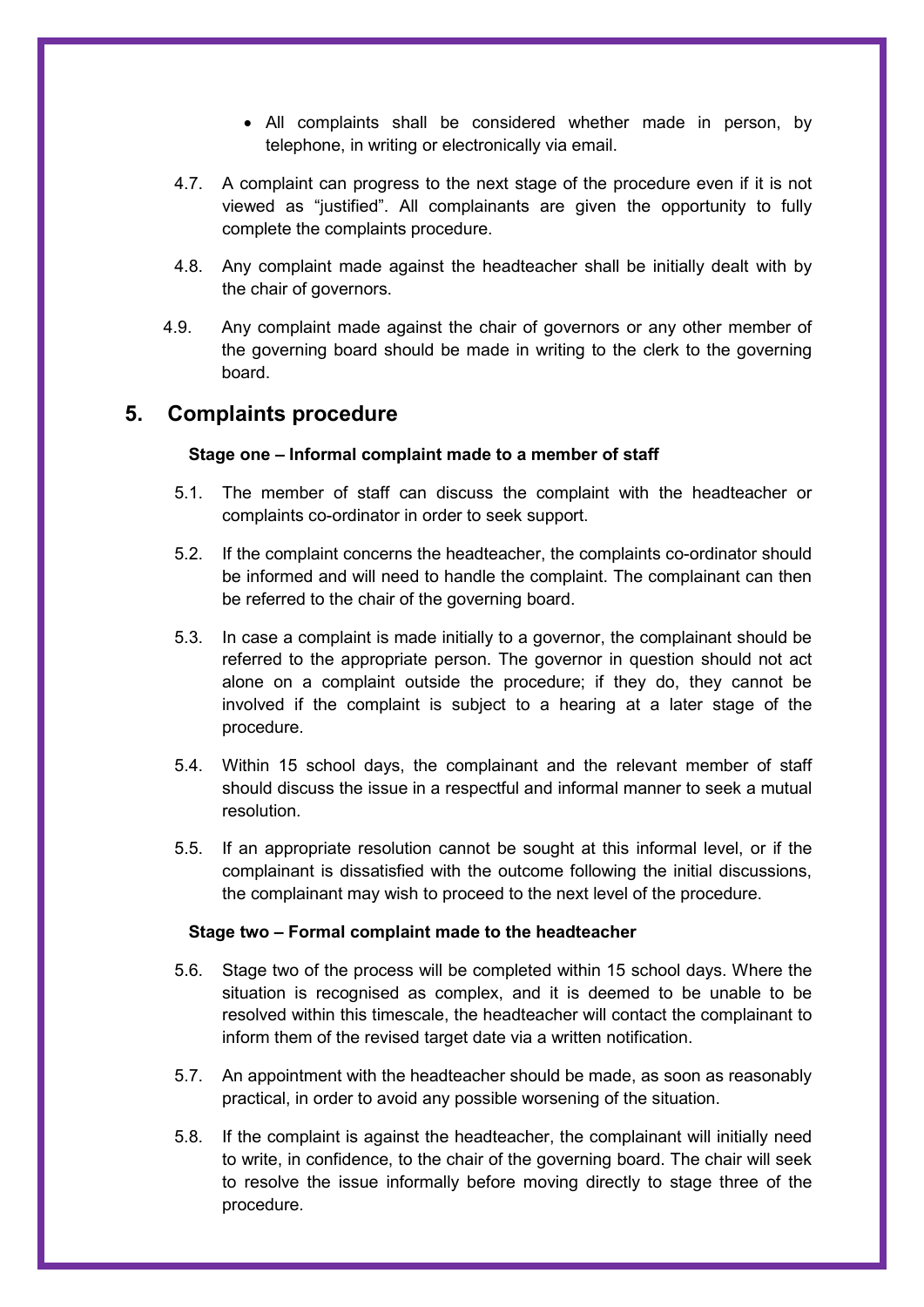- All complaints shall be considered whether made in person, by telephone, in writing or electronically via email.

4.7. A complaint can progress to the next stage of the procedure even if it is not viewed as "justified". All complainants are given the opportunity to fully complete the complaints procedure.

4.8. Any complaint made against the headteacher shall be initially dealt with by the chair of governors.

4.9. Any complaint made against the chair of governors or any other member of the governing board should be made in writing to the clerk to the governing board.

## 5. Complaints procedure

**Stage one – Informal complaint made to a member of staff**

5.1. The member of staff can discuss the complaint with the headteacher or complaints co-ordinator in order to seek support.

5.2. If the complaint concerns the headteacher, the complaints co-ordinator should be informed and will need to handle the complaint. The complainant can then be referred to the chair of the governing board.

5.3. In case a complaint is made initially to a governor, the complainant should be referred to the appropriate person. The governor in question should not act alone on a complaint outside the procedure; if they do, they cannot be involved if the complaint is subject to a hearing at a later stage of the procedure.

5.4. Within 15 school days, the complainant and the relevant member of staff should discuss the issue in a respectful and informal manner to seek a mutual resolution.

5.5. If an appropriate resolution cannot be sought at this informal level, or if the complainant is dissatisfied with the outcome following the initial discussions, the complainant may wish to proceed to the next level of the procedure.

**Stage two – Formal complaint made to the headteacher**

5.6. Stage two of the process will be completed within 15 school days. Where the situation is recognised as complex, and it is deemed to be unable to be resolved within this timescale, the headteacher will contact the complainant to inform them of the revised target date via a written notification.

5.7. An appointment with the headteacher should be made, as soon as reasonably practical, in order to avoid any possible worsening of the situation.

5.8. If the complaint is against the headteacher, the complainant will initially need to write, in confidence, to the chair of the governing board. The chair will seek to resolve the issue informally before moving directly to stage three of the procedure.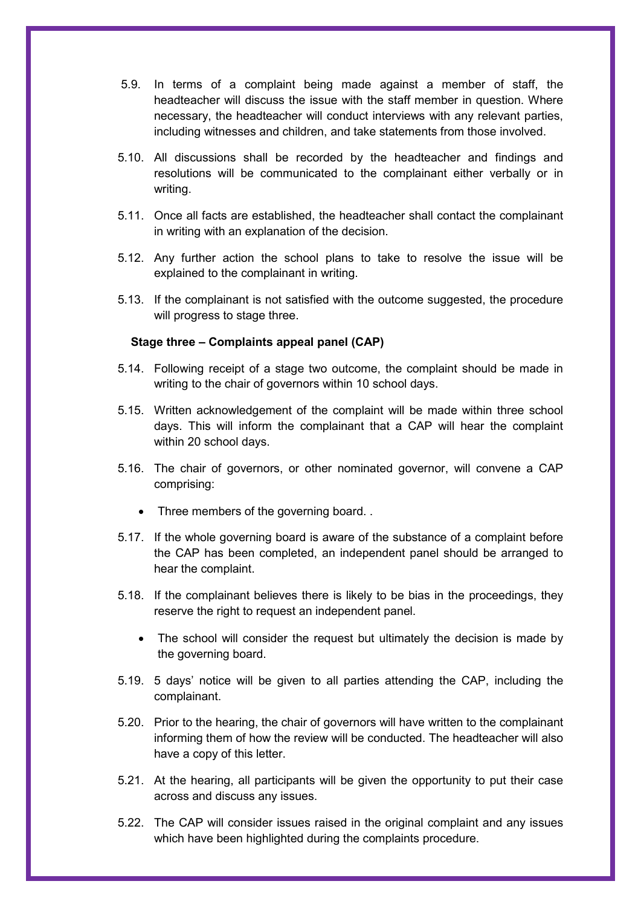5.9. In terms of a complaint being made against a member of staff, the headteacher will discuss the issue with the staff member in question. Where necessary, the headteacher will conduct interviews with any relevant parties, including witnesses and children, and take statements from those involved.

5.10. All discussions shall be recorded by the headteacher and findings and resolutions will be communicated to the complainant either verbally or in writing.

5.11. Once all facts are established, the headteacher shall contact the complainant in writing with an explanation of the decision.

5.12. Any further action the school plans to take to resolve the issue will be explained to the complainant in writing.

5.13. If the complainant is not satisfied with the outcome suggested, the procedure will progress to stage three.

**Stage three – Complaints appeal panel (CAP)**

5.14. Following receipt of a stage two outcome, the complaint should be made in writing to the chair of governors within 10 school days.

5.15. Written acknowledgement of the complaint will be made within three school days. This will inform the complainant that a CAP will hear the complaint within 20 school days.

5.16. The chair of governors, or other nominated governor, will convene a CAP comprising:

- Three members of the governing board. .

5.17. If the whole governing board is aware of the substance of a complaint before the CAP has been completed, an independent panel should be arranged to hear the complaint.

5.18. If the complainant believes there is likely to be bias in the proceedings, they reserve the right to request an independent panel.

- The school will consider the request but ultimately the decision is made by the governing board.

5.19. 5 days' notice will be given to all parties attending the CAP, including the complainant.

5.20. Prior to the hearing, the chair of governors will have written to the complainant informing them of how the review will be conducted. The headteacher will also have a copy of this letter.

5.21. At the hearing, all participants will be given the opportunity to put their case across and discuss any issues.

5.22. The CAP will consider issues raised in the original complaint and any issues which have been highlighted during the complaints procedure.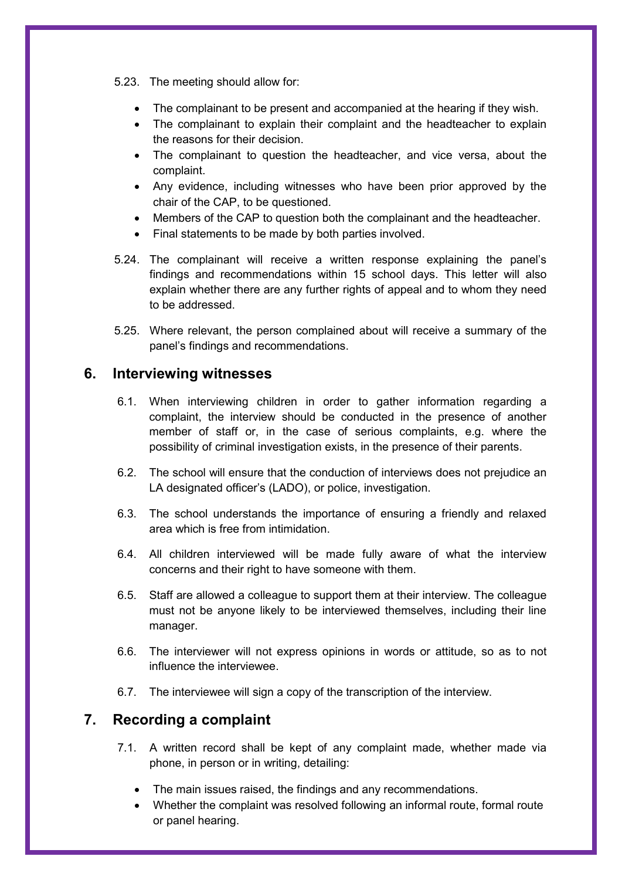5.23. The meeting should allow for:

- The complainant to be present and accompanied at the hearing if they wish.
- The complainant to explain their complaint and the headteacher to explain the reasons for their decision.
- The complainant to question the headteacher, and vice versa, about the complaint.
- Any evidence, including witnesses who have been prior approved by the chair of the CAP, to be questioned.
- Members of the CAP to question both the complainant and the headteacher.
- Final statements to be made by both parties involved.

5.24. The complainant will receive a written response explaining the panel's findings and recommendations within 15 school days. This letter will also explain whether there are any further rights of appeal and to whom they need to be addressed.

5.25. Where relevant, the person complained about will receive a summary of the panel's findings and recommendations.

## 6. Interviewing witnesses

6.1. When interviewing children in order to gather information regarding a complaint, the interview should be conducted in the presence of another member of staff or, in the case of serious complaints, e.g. where the possibility of criminal investigation exists, in the presence of their parents.

6.2. The school will ensure that the conduction of interviews does not prejudice an LA designated officer's (LADO), or police, investigation.

6.3. The school understands the importance of ensuring a friendly and relaxed area which is free from intimidation.

6.4. All children interviewed will be made fully aware of what the interview concerns and their right to have someone with them.

6.5. Staff are allowed a colleague to support them at their interview. The colleague must not be anyone likely to be interviewed themselves, including their line manager.

6.6. The interviewer will not express opinions in words or attitude, so as to not influence the interviewee.

6.7. The interviewee will sign a copy of the transcription of the interview.

## 7. Recording a complaint

7.1. A written record shall be kept of any complaint made, whether made via phone, in person or in writing, detailing:

- The main issues raised, the findings and any recommendations.
- Whether the complaint was resolved following an informal route, formal route or panel hearing.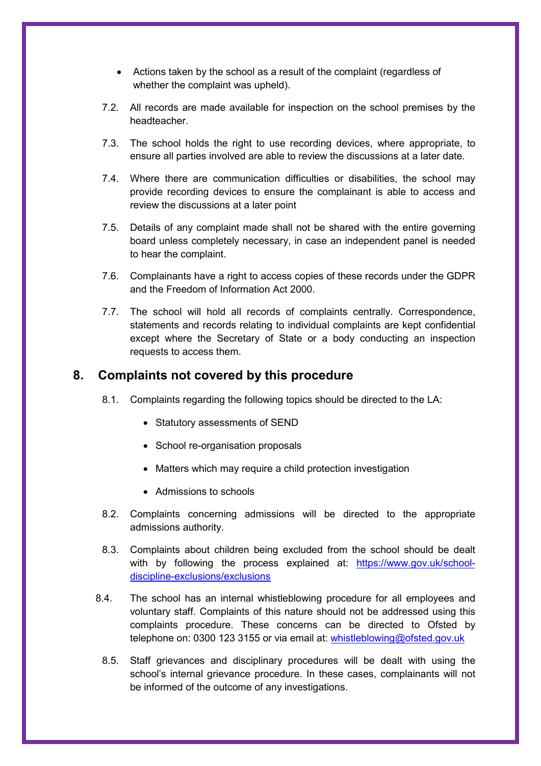- Actions taken by the school as a result of the complaint (regardless of whether the complaint was upheld).

7.2. All records are made available for inspection on the school premises by the headteacher.

7.3. The school holds the right to use recording devices, where appropriate, to ensure all parties involved are able to review the discussions at a later date.

7.4. Where there are communication difficulties or disabilities, the school may provide recording devices to ensure the complainant is able to access and review the discussions at a later point

7.5. Details of any complaint made shall not be shared with the entire governing board unless completely necessary, in case an independent panel is needed to hear the complaint.

7.6. Complainants have a right to access copies of these records under the GDPR and the Freedom of Information Act 2000.

7.7. The school will hold all records of complaints centrally. Correspondence, statements and records relating to individual complaints are kept confidential except where the Secretary of State or a body conducting an inspection requests to access them.

## 8. Complaints not covered by this procedure

8.1. Complaints regarding the following topics should be directed to the LA:

- Statutory assessments of SEND
- School re-organisation proposals
- Matters which may require a child protection investigation
- Admissions to schools

8.2. Complaints concerning admissions will be directed to the appropriate admissions authority.

8.3. Complaints about children being excluded from the school should be dealt with by following the process explained at: [https://www.gov.uk/school-discipline-exclusions/exclusions](https://www.gov.uk/school-discipline-exclusions/exclusions)

8.4. The school has an internal whistleblowing procedure for all employees and voluntary staff. Complaints of this nature should not be addressed using this complaints procedure. These concerns can be directed to Ofsted by telephone on: 0300 123 3155 or via email at: [whistleblowing@ofsted.gov.uk](mailto:whistleblowing@ofsted.gov.uk)

8.5. Staff grievances and disciplinary procedures will be dealt with using the school's internal grievance procedure. In these cases, complainants will not be informed of the outcome of any investigations.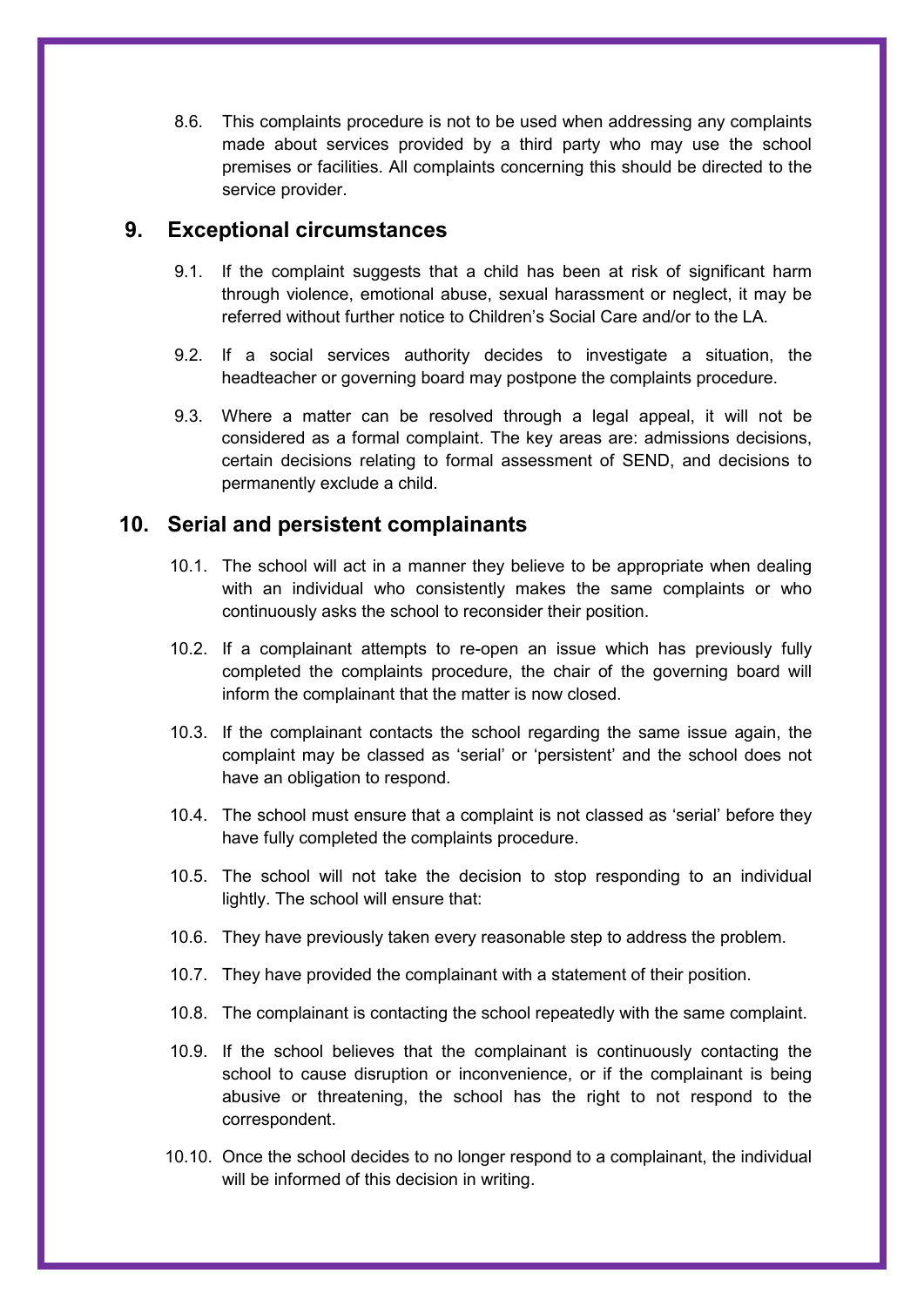8.6. This complaints procedure is not to be used when addressing any complaints made about services provided by a third party who may use the school premises or facilities. All complaints concerning this should be directed to the service provider.

## 9. Exceptional circumstances

9.1. If the complaint suggests that a child has been at risk of significant harm through violence, emotional abuse, sexual harassment or neglect, it may be referred without further notice to Children's Social Care and/or to the LA.

9.2. If a social services authority decides to investigate a situation, the headteacher or governing board may postpone the complaints procedure.

9.3. Where a matter can be resolved through a legal appeal, it will not be considered as a formal complaint. The key areas are: admissions decisions, certain decisions relating to formal assessment of SEND, and decisions to permanently exclude a child.

## 10. Serial and persistent complainants

10.1. The school will act in a manner they believe to be appropriate when dealing with an individual who consistently makes the same complaints or who continuously asks the school to reconsider their position.

10.2. If a complainant attempts to re-open an issue which has previously fully completed the complaints procedure, the chair of the governing board will inform the complainant that the matter is now closed.

10.3. If the complainant contacts the school regarding the same issue again, the complaint may be classed as 'serial' or 'persistent' and the school does not have an obligation to respond.

10.4. The school must ensure that a complaint is not classed as 'serial' before they have fully completed the complaints procedure.

10.5. The school will not take the decision to stop responding to an individual lightly. The school will ensure that:

10.6. They have previously taken every reasonable step to address the problem.

10.7. They have provided the complainant with a statement of their position.

10.8. The complainant is contacting the school repeatedly with the same complaint.

10.9. If the school believes that the complainant is continuously contacting the school to cause disruption or inconvenience, or if the complainant is being abusive or threatening, the school has the right to not respond to the correspondent.

10.10. Once the school decides to no longer respond to a complainant, the individual will be informed of this decision in writing.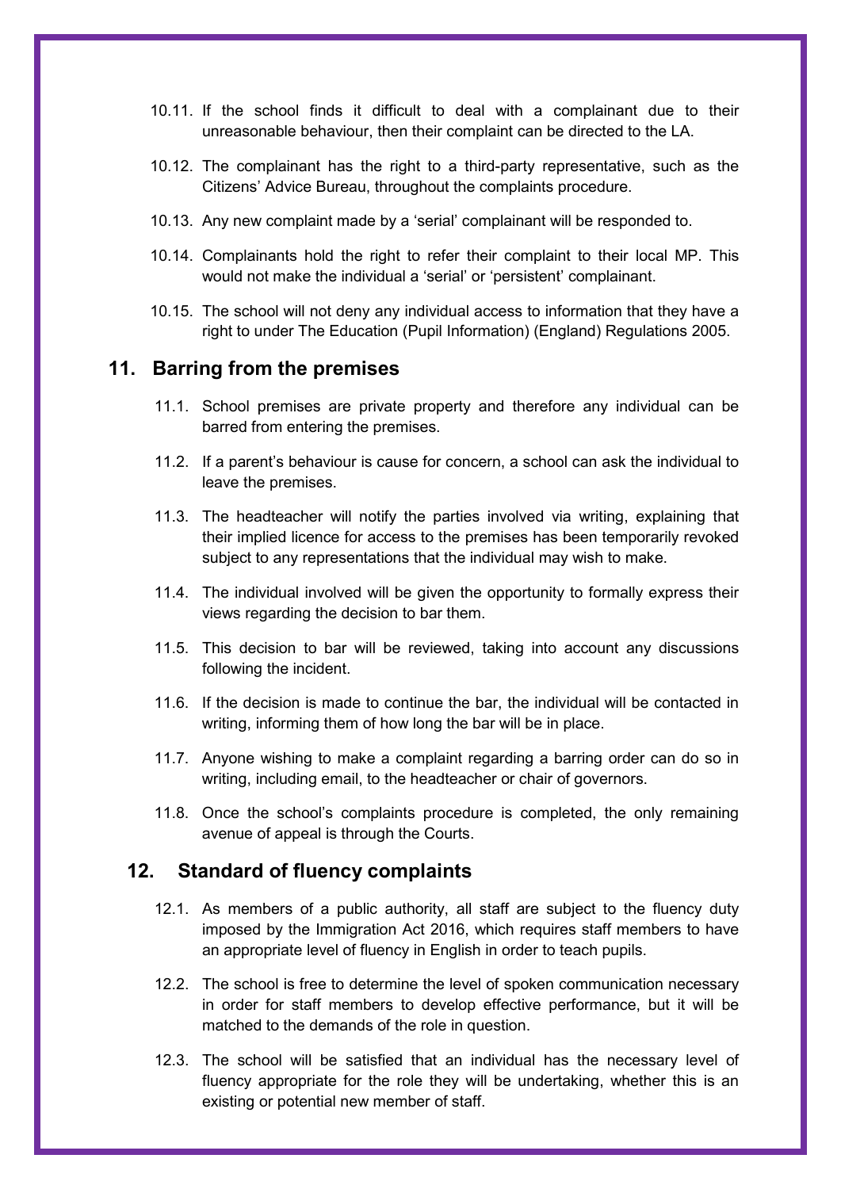10.11. If the school finds it difficult to deal with a complainant due to their unreasonable behaviour, then their complaint can be directed to the LA.

10.12. The complainant has the right to a third-party representative, such as the Citizens' Advice Bureau, throughout the complaints procedure.

10.13. Any new complaint made by a 'serial' complainant will be responded to.

10.14. Complainants hold the right to refer their complaint to their local MP. This would not make the individual a 'serial' or 'persistent' complainant.

10.15. The school will not deny any individual access to information that they have a right to under The Education (Pupil Information) (England) Regulations 2005.

## 11. Barring from the premises

11.1. School premises are private property and therefore any individual can be barred from entering the premises.

11.2. If a parent's behaviour is cause for concern, a school can ask the individual to leave the premises.

11.3. The headteacher will notify the parties involved via writing, explaining that their implied licence for access to the premises has been temporarily revoked subject to any representations that the individual may wish to make.

11.4. The individual involved will be given the opportunity to formally express their views regarding the decision to bar them.

11.5. This decision to bar will be reviewed, taking into account any discussions following the incident.

11.6. If the decision is made to continue the bar, the individual will be contacted in writing, informing them of how long the bar will be in place.

11.7. Anyone wishing to make a complaint regarding a barring order can do so in writing, including email, to the headteacher or chair of governors.

11.8. Once the school's complaints procedure is completed, the only remaining avenue of appeal is through the Courts.

## 12. Standard of fluency complaints

12.1. As members of a public authority, all staff are subject to the fluency duty imposed by the Immigration Act 2016, which requires staff members to have an appropriate level of fluency in English in order to teach pupils.

12.2. The school is free to determine the level of spoken communication necessary in order for staff members to develop effective performance, but it will be matched to the demands of the role in question.

12.3. The school will be satisfied that an individual has the necessary level of fluency appropriate for the role they will be undertaking, whether this is an existing or potential new member of staff.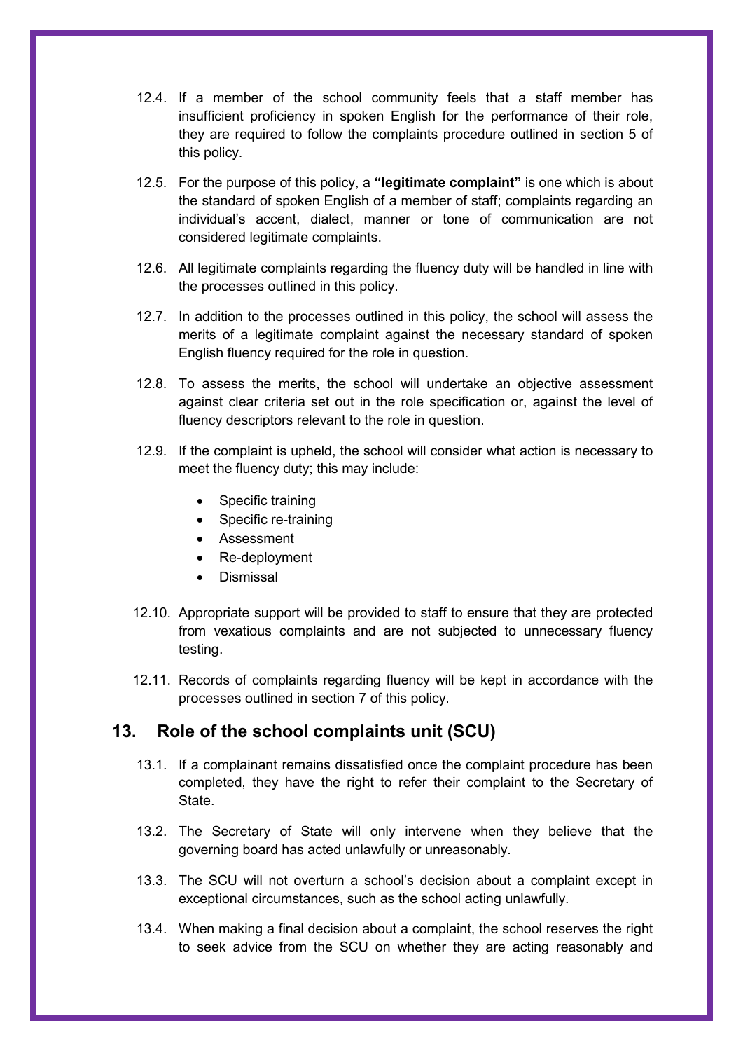12.4. If a member of the school community feels that a staff member has insufficient proficiency in spoken English for the performance of their role, they are required to follow the complaints procedure outlined in section 5 of this policy.

12.5. For the purpose of this policy, a **"legitimate complaint"** is one which is about the standard of spoken English of a member of staff; complaints regarding an individual's accent, dialect, manner or tone of communication are not considered legitimate complaints.

12.6. All legitimate complaints regarding the fluency duty will be handled in line with the processes outlined in this policy.

12.7. In addition to the processes outlined in this policy, the school will assess the merits of a legitimate complaint against the necessary standard of spoken English fluency required for the role in question.

12.8. To assess the merits, the school will undertake an objective assessment against clear criteria set out in the role specification or, against the level of fluency descriptors relevant to the role in question.

12.9. If the complaint is upheld, the school will consider what action is necessary to meet the fluency duty; this may include:

- Specific training
- Specific re-training
- Assessment
- Re-deployment
- Dismissal

12.10. Appropriate support will be provided to staff to ensure that they are protected from vexatious complaints and are not subjected to unnecessary fluency testing.

12.11. Records of complaints regarding fluency will be kept in accordance with the processes outlined in section 7 of this policy.

## 13. Role of the school complaints unit (SCU)

13.1. If a complainant remains dissatisfied once the complaint procedure has been completed, they have the right to refer their complaint to the Secretary of State.

13.2. The Secretary of State will only intervene when they believe that the governing board has acted unlawfully or unreasonably.

13.3. The SCU will not overturn a school's decision about a complaint except in exceptional circumstances, such as the school acting unlawfully.

13.4. When making a final decision about a complaint, the school reserves the right to seek advice from the SCU on whether they are acting reasonably and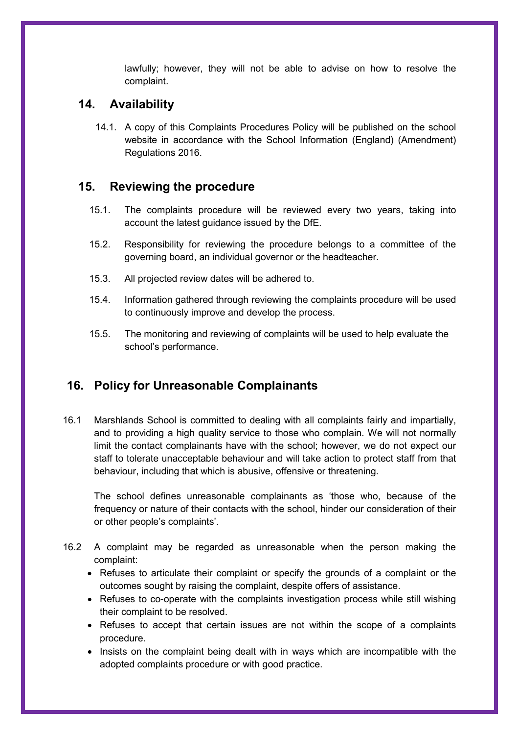lawfully; however, they will not be able to advise on how to resolve the complaint.

## 14. Availability

14.1. A copy of this Complaints Procedures Policy will be published on the school website in accordance with the School Information (England) (Amendment) Regulations 2016.

## 15. Reviewing the procedure

15.1. The complaints procedure will be reviewed every two years, taking into account the latest guidance issued by the DfE.

15.2. Responsibility for reviewing the procedure belongs to a committee of the governing board, an individual governor or the headteacher.

15.3. All projected review dates will be adhered to.

15.4. Information gathered through reviewing the complaints procedure will be used to continuously improve and develop the process.

15.5. The monitoring and reviewing of complaints will be used to help evaluate the school's performance.

## 16. Policy for Unreasonable Complainants

16.1 Marshlands School is committed to dealing with all complaints fairly and impartially, and to providing a high quality service to those who complain. We will not normally limit the contact complainants have with the school; however, we do not expect our staff to tolerate unacceptable behaviour and will take action to protect staff from that behaviour, including that which is abusive, offensive or threatening.

The school defines unreasonable complainants as 'those who, because of the frequency or nature of their contacts with the school, hinder our consideration of their or other people's complaints'.

16.2 A complaint may be regarded as unreasonable when the person making the complaint:

- Refuses to articulate their complaint or specify the grounds of a complaint or the outcomes sought by raising the complaint, despite offers of assistance.
- Refuses to co-operate with the complaints investigation process while still wishing their complaint to be resolved.
- Refuses to accept that certain issues are not within the scope of a complaints procedure.
- Insists on the complaint being dealt with in ways which are incompatible with the adopted complaints procedure or with good practice.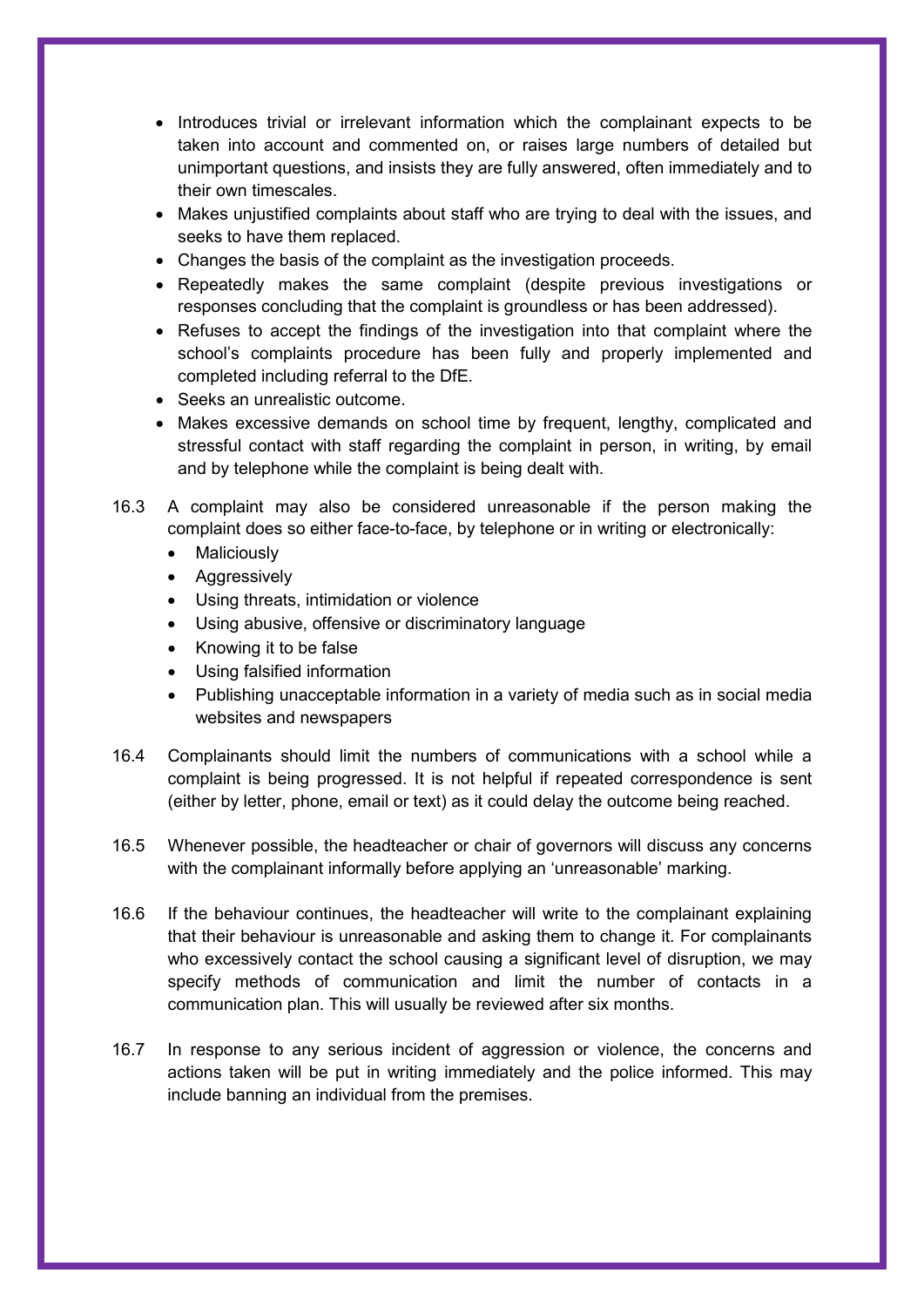- Introduces trivial or irrelevant information which the complainant expects to be taken into account and commented on, or raises large numbers of detailed but unimportant questions, and insists they are fully answered, often immediately and to their own timescales.
- Makes unjustified complaints about staff who are trying to deal with the issues, and seeks to have them replaced.
- Changes the basis of the complaint as the investigation proceeds.
- Repeatedly makes the same complaint (despite previous investigations or responses concluding that the complaint is groundless or has been addressed).
- Refuses to accept the findings of the investigation into that complaint where the school's complaints procedure has been fully and properly implemented and completed including referral to the DfE.
- Seeks an unrealistic outcome.
- Makes excessive demands on school time by frequent, lengthy, complicated and stressful contact with staff regarding the complaint in person, in writing, by email and by telephone while the complaint is being dealt with.

16.3 A complaint may also be considered unreasonable if the person making the complaint does so either face-to-face, by telephone or in writing or electronically:

- Maliciously
- Aggressively
- Using threats, intimidation or violence
- Using abusive, offensive or discriminatory language
- Knowing it to be false
- Using falsified information
- Publishing unacceptable information in a variety of media such as in social media websites and newspapers

16.4 Complainants should limit the numbers of communications with a school while a complaint is being progressed. It is not helpful if repeated correspondence is sent (either by letter, phone, email or text) as it could delay the outcome being reached.

16.5 Whenever possible, the headteacher or chair of governors will discuss any concerns with the complainant informally before applying an 'unreasonable' marking.

16.6 If the behaviour continues, the headteacher will write to the complainant explaining that their behaviour is unreasonable and asking them to change it. For complainants who excessively contact the school causing a significant level of disruption, we may specify methods of communication and limit the number of contacts in a communication plan. This will usually be reviewed after six months.

16.7 In response to any serious incident of aggression or violence, the concerns and actions taken will be put in writing immediately and the police informed. This may include banning an individual from the premises.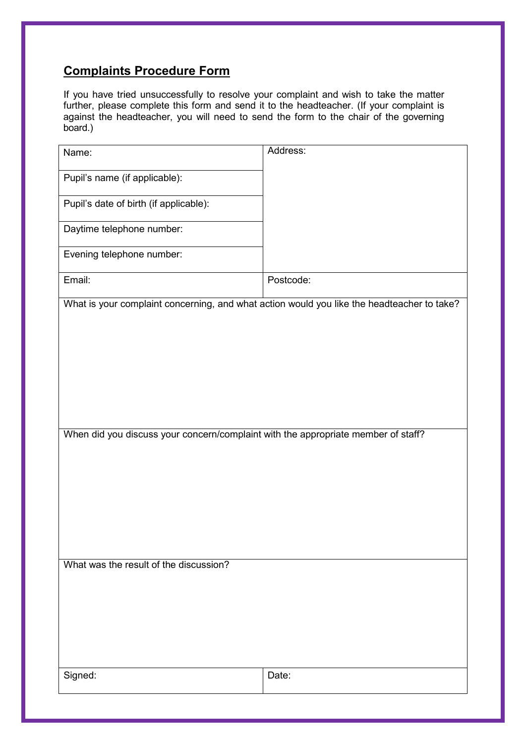## Complaints Procedure Form

If you have tried unsuccessfully to resolve your complaint and wish to take the matter further, please complete this form and send it to the headteacher. (If your complaint is against the headteacher, you will need to send the form to the chair of the governing board.)

| Name: | Address: |
|---|---|
| Pupil's name (if applicable): | |
| Pupil's date of birth (if applicable): | |
| Daytime telephone number: | |
| Evening telephone number: | |
| Email: | Postcode: |
| What is your complaint concerning, and what action would you like the headteacher to take? | |
| When did you discuss your concern/complaint with the appropriate member of staff? | |
| What was the result of the discussion? | |
| Signed: | Date: |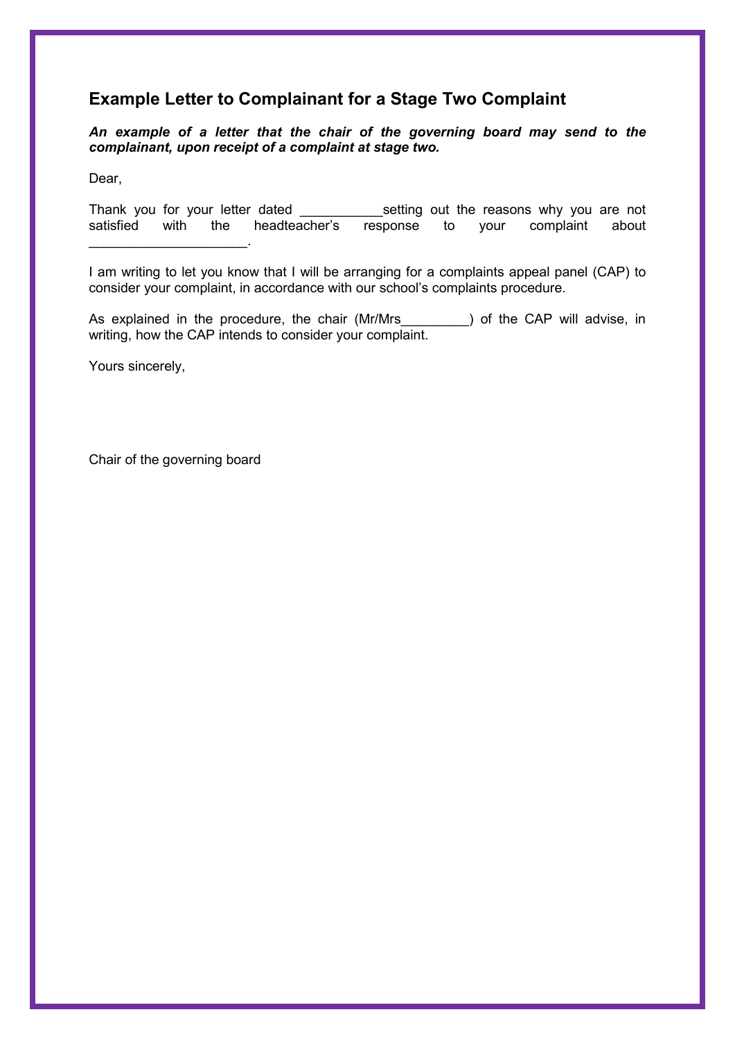## Example Letter to Complainant for a Stage Two Complaint

***An example of a letter that the chair of the governing board may send to the complainant, upon receipt of a complaint at stage two.***

Dear,

Thank you for your letter dated ___________setting out the reasons why you are not satisfied with the headteacher's response to your complaint about ____________________.

I am writing to let you know that I will be arranging for a complaints appeal panel (CAP) to consider your complaint, in accordance with our school's complaints procedure.

As explained in the procedure, the chair (Mr/Mrs_________) of the CAP will advise, in writing, how the CAP intends to consider your complaint.

Yours sincerely,

Chair of the governing board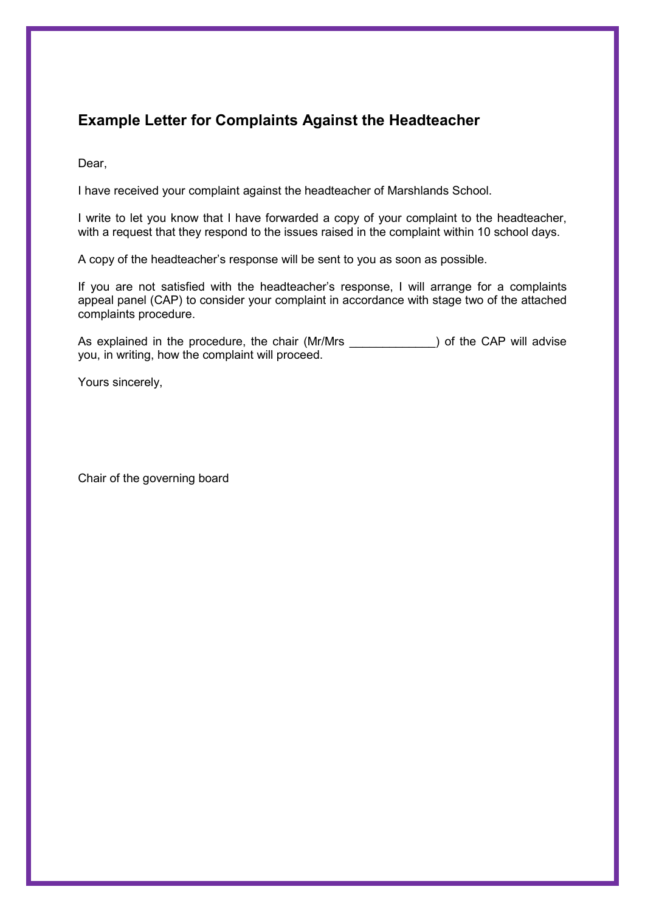## Example Letter for Complaints Against the Headteacher

Dear,

I have received your complaint against the headteacher of Marshlands School.

I write to let you know that I have forwarded a copy of your complaint to the headteacher, with a request that they respond to the issues raised in the complaint within 10 school days.

A copy of the headteacher's response will be sent to you as soon as possible.

If you are not satisfied with the headteacher's response, I will arrange for a complaints appeal panel (CAP) to consider your complaint in accordance with stage two of the attached complaints procedure.

As explained in the procedure, the chair (Mr/Mrs _____________) of the CAP will advise you, in writing, how the complaint will proceed.

Yours sincerely,

Chair of the governing board